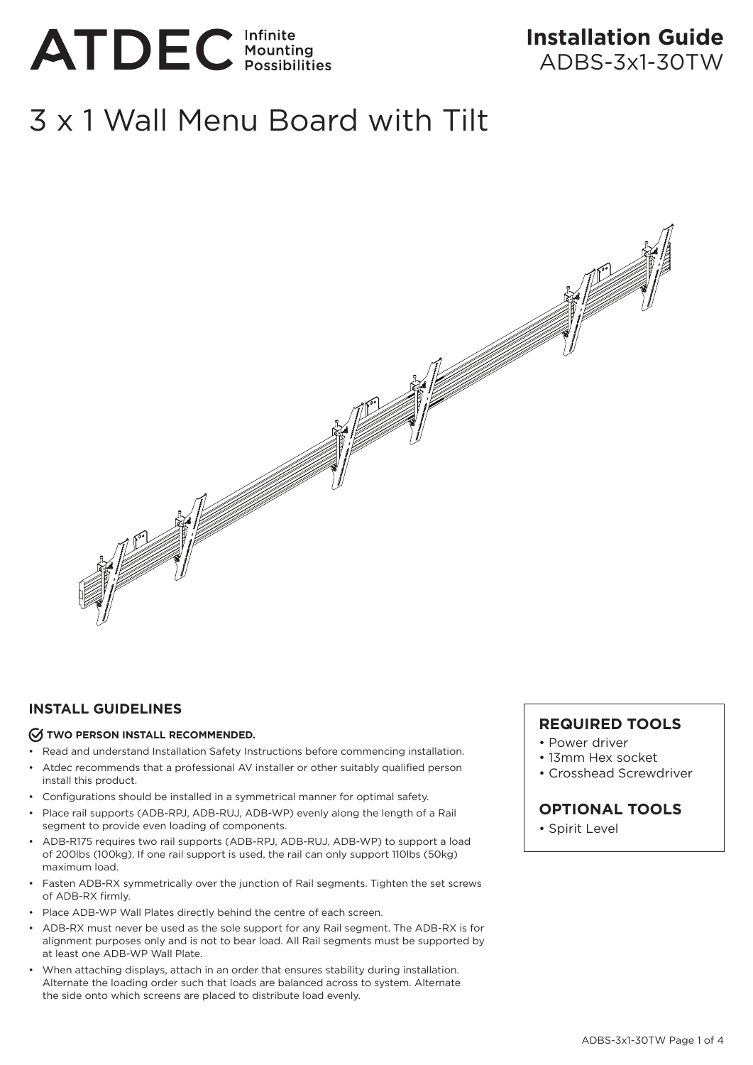ATDEC Infinite Mounting Possibilities

**Installation Guide**
ADBS-3x1-30TW

# 3 x 1 Wall Menu Board with Tilt

## INSTALL GUIDELINES

**TWO PERSON INSTALL RECOMMENDED.**

- Read and understand Installation Safety Instructions before commencing installation.
- Atdec recommends that a professional AV installer or other suitably qualified person install this product.
- Configurations should be installed in a symmetrical manner for optimal safety.
- Place rail supports (ADB-RPJ, ADB-RUJ, ADB-WP) evenly along the length of a Rail segment to provide even loading of components.
- ADB-R175 requires two rail supports (ADB-RPJ, ADB-RUJ, ADB-WP) to support a load of 200lbs (100kg). If one rail support is used, the rail can only support 110lbs (50kg) maximum load.
- Fasten ADB-RX symmetrically over the junction of Rail segments. Tighten the set screws of ADB-RX firmly.
- Place ADB-WP Wall Plates directly behind the centre of each screen.
- ADB-RX must never be used as the sole support for any Rail segment. The ADB-RX is for alignment purposes only and is not to bear load. All Rail segments must be supported by at least one ADB-WP Wall Plate.
- When attaching displays, attach in an order that ensures stability during installation. Alternate the loading order such that loads are balanced across to system. Alternate the side onto which screens are placed to distribute load evenly.

## REQUIRED TOOLS

- Power driver
- 13mm Hex socket
- Crosshead Screwdriver

## OPTIONAL TOOLS

- Spirit Level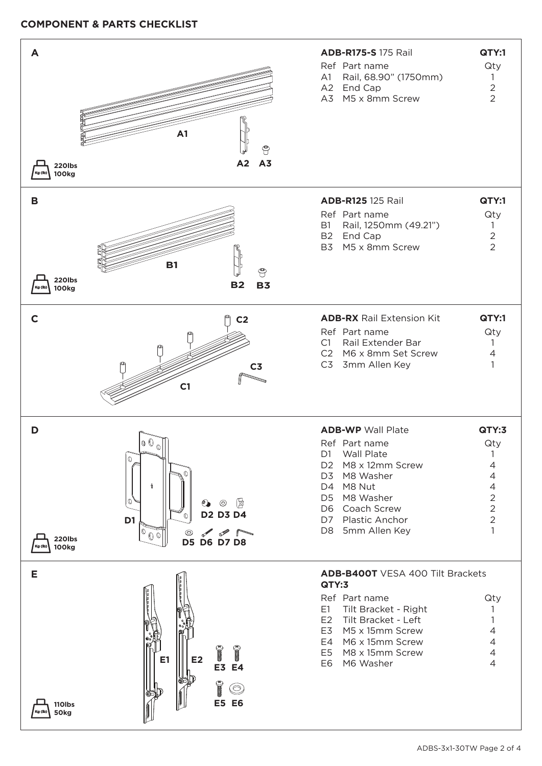## COMPONENT & PARTS CHECKLIST

### A

A1 A2 A3

220lbs 100kg

**ADB-R175-S** 175 Rail — **QTY:1**

| Ref | Part name | Qty |
|---|---|---|
| A1 | Rail, 68.90" (1750mm) | 1 |
| A2 | End Cap | 2 |
| A3 | M5 x 8mm Screw | 2 |

### B

B1 B2 B3

220lbs 100kg

**ADB-R125** 125 Rail — **QTY:1**

| Ref | Part name | Qty |
|---|---|---|
| B1 | Rail, 1250mm (49.21") | 1 |
| B2 | End Cap | 2 |
| B3 | M5 x 8mm Screw | 2 |

### C

C1 C2 C3

**ADB-RX** Rail Extension Kit — **QTY:1**

| Ref | Part name | Qty |
|---|---|---|
| C1 | Rail Extender Bar | 1 |
| C2 | M6 x 8mm Set Screw | 4 |
| C3 | 3mm Allen Key | 1 |

### D

D1 D2 D3 D4 D5 D6 D7 D8

220lbs 100kg

**ADB-WP** Wall Plate — **QTY:3**

| Ref | Part name | Qty |
|---|---|---|
| D1 | Wall Plate | 1 |
| D2 | M8 x 12mm Screw | 4 |
| D3 | M8 Washer | 4 |
| D4 | M8 Nut | 4 |
| D5 | M8 Washer | 2 |
| D6 | Coach Screw | 2 |
| D7 | Plastic Anchor | 2 |
| D8 | 5mm Allen Key | 1 |

### E

E1 E2 E3 E4 E5 E6

110lbs 50kg

**ADB-B400T** VESA 400 Tilt Brackets — **QTY:3**

| Ref | Part name | Qty |
|---|---|---|
| E1 | Tilt Bracket - Right | 1 |
| E2 | Tilt Bracket - Left | 1 |
| E3 | M5 x 15mm Screw | 4 |
| E4 | M6 x 15mm Screw | 4 |
| E5 | M8 x 15mm Screw | 4 |
| E6 | M6 Washer | 4 |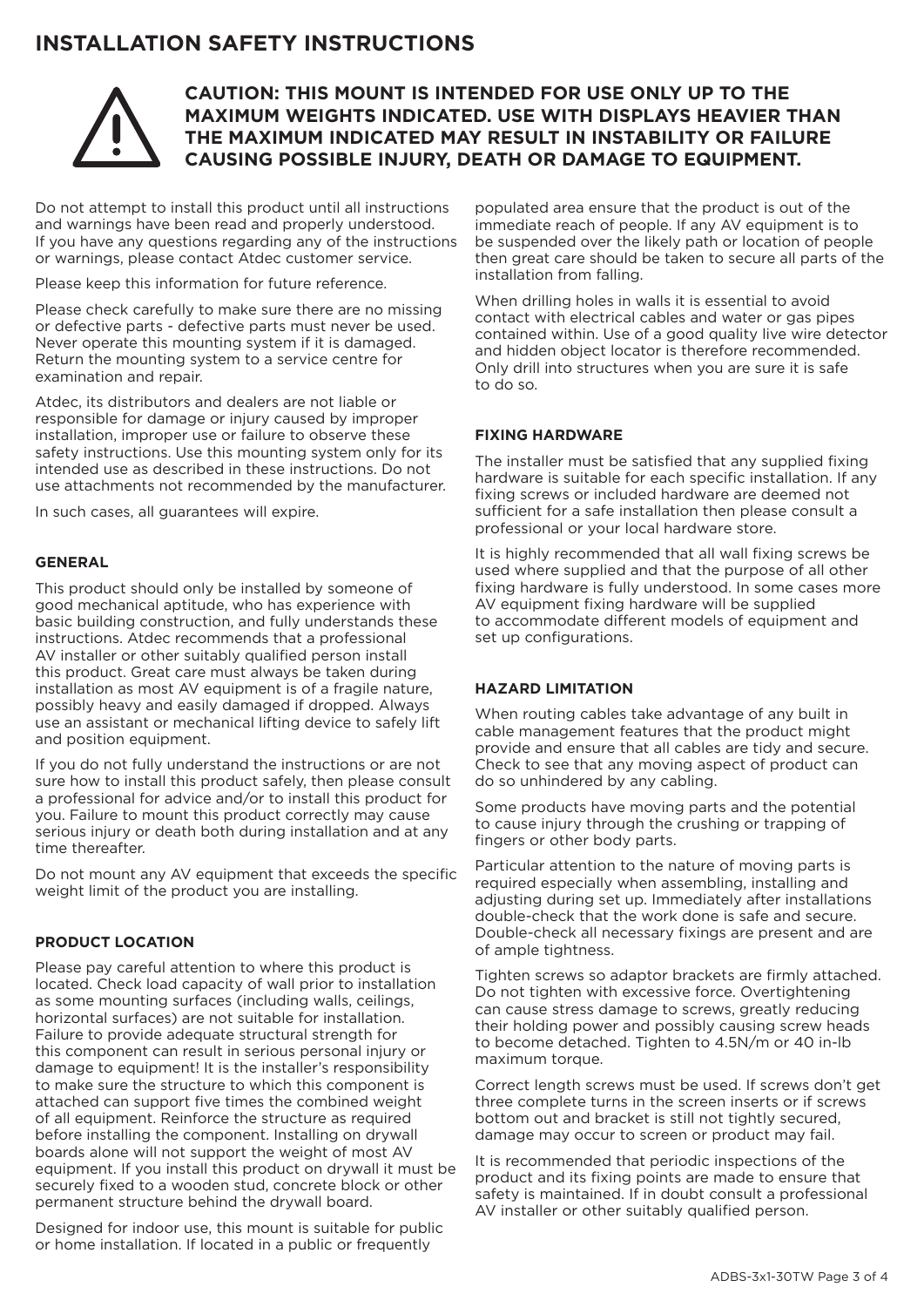# INSTALLATION SAFETY INSTRUCTIONS

**CAUTION: THIS MOUNT IS INTENDED FOR USE ONLY UP TO THE MAXIMUM WEIGHTS INDICATED. USE WITH DISPLAYS HEAVIER THAN THE MAXIMUM INDICATED MAY RESULT IN INSTABILITY OR FAILURE CAUSING POSSIBLE INJURY, DEATH OR DAMAGE TO EQUIPMENT.**

Do not attempt to install this product until all instructions and warnings have been read and properly understood. If you have any questions regarding any of the instructions or warnings, please contact Atdec customer service.

Please keep this information for future reference.

Please check carefully to make sure there are no missing or defective parts - defective parts must never be used. Never operate this mounting system if it is damaged. Return the mounting system to a service centre for examination and repair.

Atdec, its distributors and dealers are not liable or responsible for damage or injury caused by improper installation, improper use or failure to observe these safety instructions. Use this mounting system only for its intended use as described in these instructions. Do not use attachments not recommended by the manufacturer.

In such cases, all guarantees will expire.

### GENERAL

This product should only be installed by someone of good mechanical aptitude, who has experience with basic building construction, and fully understands these instructions. Atdec recommends that a professional AV installer or other suitably qualified person install this product. Great care must always be taken during installation as most AV equipment is of a fragile nature, possibly heavy and easily damaged if dropped. Always use an assistant or mechanical lifting device to safely lift and position equipment.

If you do not fully understand the instructions or are not sure how to install this product safely, then please consult a professional for advice and/or to install this product for you. Failure to mount this product correctly may cause serious injury or death both during installation and at any time thereafter.

Do not mount any AV equipment that exceeds the specific weight limit of the product you are installing.

### PRODUCT LOCATION

Please pay careful attention to where this product is located. Check load capacity of wall prior to installation as some mounting surfaces (including walls, ceilings, horizontal surfaces) are not suitable for installation. Failure to provide adequate structural strength for this component can result in serious personal injury or damage to equipment! It is the installer's responsibility to make sure the structure to which this component is attached can support five times the combined weight of all equipment. Reinforce the structure as required before installing the component. Installing on drywall boards alone will not support the weight of most AV equipment. If you install this product on drywall it must be securely fixed to a wooden stud, concrete block or other permanent structure behind the drywall board.

Designed for indoor use, this mount is suitable for public or home installation. If located in a public or frequently populated area ensure that the product is out of the immediate reach of people. If any AV equipment is to be suspended over the likely path or location of people then great care should be taken to secure all parts of the installation from falling.

When drilling holes in walls it is essential to avoid contact with electrical cables and water or gas pipes contained within. Use of a good quality live wire detector and hidden object locator is therefore recommended. Only drill into structures when you are sure it is safe to do so.

### FIXING HARDWARE

The installer must be satisfied that any supplied fixing hardware is suitable for each specific installation. If any fixing screws or included hardware are deemed not sufficient for a safe installation then please consult a professional or your local hardware store.

It is highly recommended that all wall fixing screws be used where supplied and that the purpose of all other fixing hardware is fully understood. In some cases more AV equipment fixing hardware will be supplied to accommodate different models of equipment and set up configurations.

### HAZARD LIMITATION

When routing cables take advantage of any built in cable management features that the product might provide and ensure that all cables are tidy and secure. Check to see that any moving aspect of product can do so unhindered by any cabling.

Some products have moving parts and the potential to cause injury through the crushing or trapping of fingers or other body parts.

Particular attention to the nature of moving parts is required especially when assembling, installing and adjusting during set up. Immediately after installations double-check that the work done is safe and secure. Double-check all necessary fixings are present and are of ample tightness.

Tighten screws so adaptor brackets are firmly attached. Do not tighten with excessive force. Overtightening can cause stress damage to screws, greatly reducing their holding power and possibly causing screw heads to become detached. Tighten to 4.5N/m or 40 in-lb maximum torque.

Correct length screws must be used. If screws don't get three complete turns in the screen inserts or if screws bottom out and bracket is still not tightly secured, damage may occur to screen or product may fail.

It is recommended that periodic inspections of the product and its fixing points are made to ensure that safety is maintained. If in doubt consult a professional AV installer or other suitably qualified person.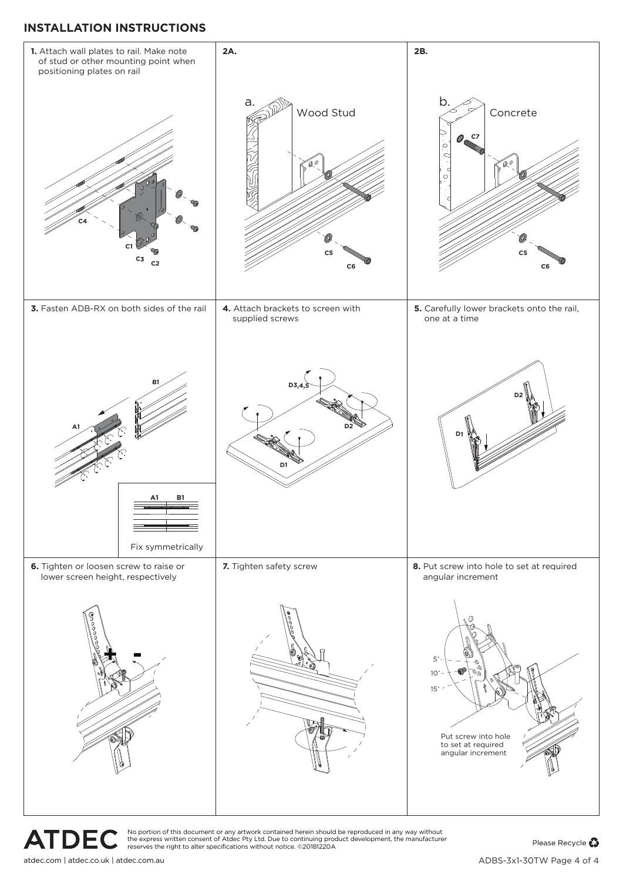## INSTALLATION INSTRUCTIONS

**1.** Attach wall plates to rail. Make note of stud or other mounting point when positioning plates on rail

C4

C1

C3 C2

**2A.**

a. Wood Stud

C5

C6

**2B.**

b. Concrete

C7

C5

C6

**3.** Fasten ADB-RX on both sides of the rail

B1

A1

A1 B1

Fix symmetrically

**4.** Attach brackets to screen with supplied screws

D3,4,5

D2

D1

**5.** Carefully lower brackets onto the rail, one at a time

D2

D1

**6.** Tighten or loosen screw to raise or lower screen height, respectively

+ -

**7.** Tighten safety screw

**8.** Put screw into hole to set at required angular increment

5°

10°

15°

Put screw into hole to set at required angular increment

ATDEC

No portion of this document or any artwork contained herein should be reproduced in any way without the express written consent of Atdec Pty Ltd. Due to continuing product development, the manufacturer reserves the right to alter specifications without notice. ©20181220A

Please Recycle

atdec.com | atdec.co.uk | atdec.com.au

ADBS-3x1-30TW